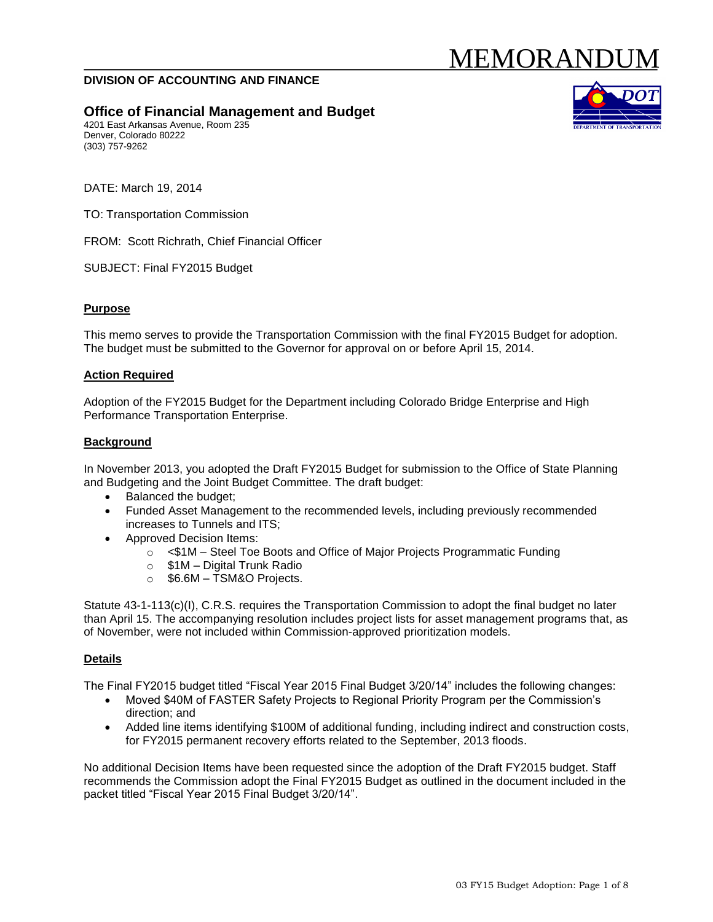# MEMORANDUM

**DIVISION OF ACCOUNTING AND FINANCE**

## Office of Financial Management and Budget

4201 East Arkansas Avenue, Room 235
Denver, Colorado 80222
(303) 757-9262

DATE: March 19, 2014

TO: Transportation Commission

FROM: Scott Richrath, Chief Financial Officer

SUBJECT: Final FY2015 Budget

**Purpose**

This memo serves to provide the Transportation Commission with the final FY2015 Budget for adoption. The budget must be submitted to the Governor for approval on or before April 15, 2014.

**Action Required**

Adoption of the FY2015 Budget for the Department including Colorado Bridge Enterprise and High Performance Transportation Enterprise.

**Background**

In November 2013, you adopted the Draft FY2015 Budget for submission to the Office of State Planning and Budgeting and the Joint Budget Committee. The draft budget:

- Balanced the budget;
- Funded Asset Management to the recommended levels, including previously recommended increases to Tunnels and ITS;
- Approved Decision Items:
  - <$1M – Steel Toe Boots and Office of Major Projects Programmatic Funding
  - $1M – Digital Trunk Radio
  - $6.6M – TSM&O Projects.

Statute 43-1-113(c)(I), C.R.S. requires the Transportation Commission to adopt the final budget no later than April 15. The accompanying resolution includes project lists for asset management programs that, as of November, were not included within Commission-approved prioritization models.

**Details**

The Final FY2015 budget titled "Fiscal Year 2015 Final Budget 3/20/14" includes the following changes:

- Moved $40M of FASTER Safety Projects to Regional Priority Program per the Commission's direction; and
- Added line items identifying $100M of additional funding, including indirect and construction costs, for FY2015 permanent recovery efforts related to the September, 2013 floods.

No additional Decision Items have been requested since the adoption of the Draft FY2015 budget. Staff recommends the Commission adopt the Final FY2015 Budget as outlined in the document included in the packet titled "Fiscal Year 2015 Final Budget 3/20/14".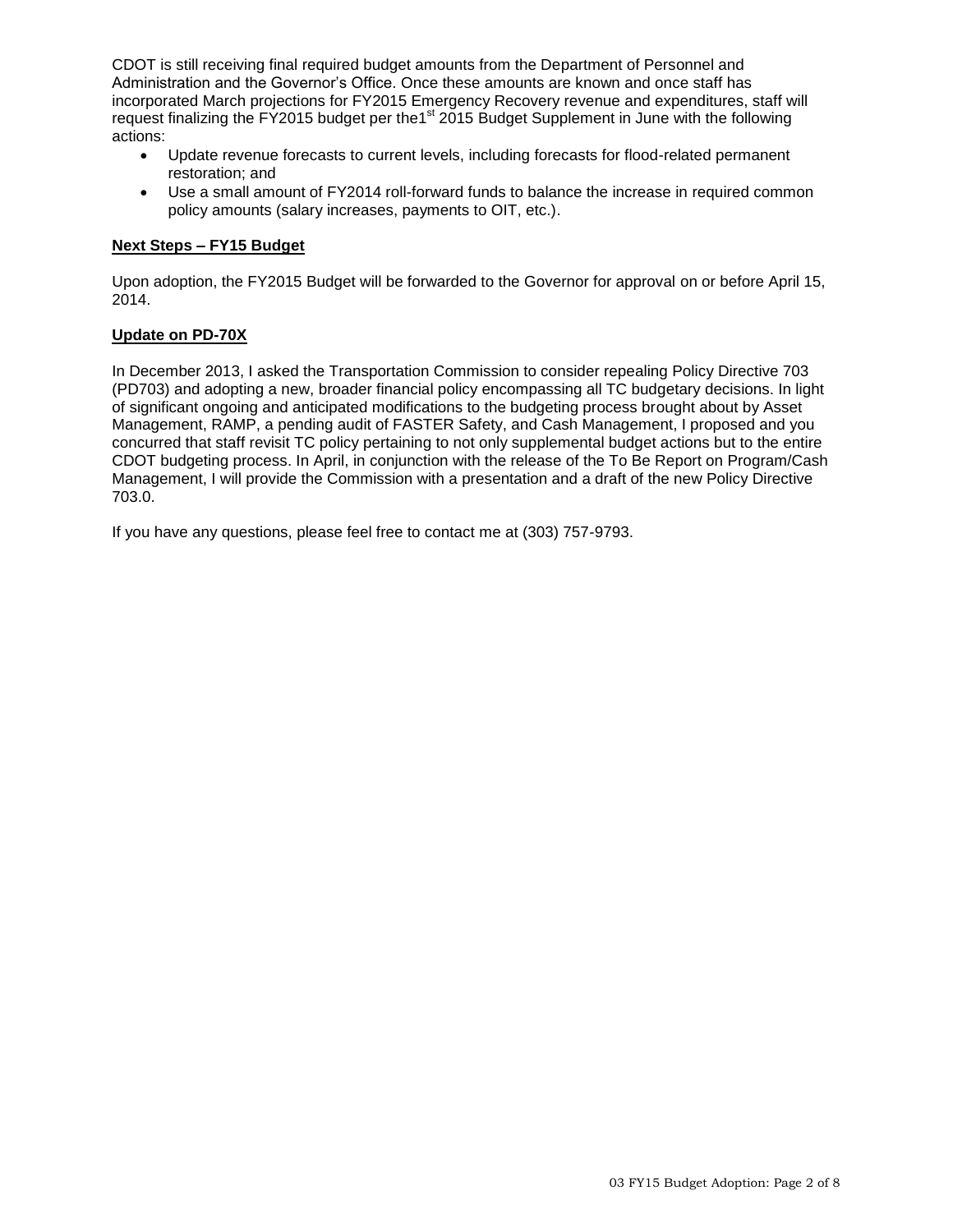CDOT is still receiving final required budget amounts from the Department of Personnel and Administration and the Governor's Office. Once these amounts are known and once staff has incorporated March projections for FY2015 Emergency Recovery revenue and expenditures, staff will request finalizing the FY2015 budget per the1st 2015 Budget Supplement in June with the following actions:

- Update revenue forecasts to current levels, including forecasts for flood-related permanent restoration; and
- Use a small amount of FY2014 roll-forward funds to balance the increase in required common policy amounts (salary increases, payments to OIT, etc.).

**Next Steps – FY15 Budget**

Upon adoption, the FY2015 Budget will be forwarded to the Governor for approval on or before April 15, 2014.

**Update on PD-70X**

In December 2013, I asked the Transportation Commission to consider repealing Policy Directive 703 (PD703) and adopting a new, broader financial policy encompassing all TC budgetary decisions. In light of significant ongoing and anticipated modifications to the budgeting process brought about by Asset Management, RAMP, a pending audit of FASTER Safety, and Cash Management, I proposed and you concurred that staff revisit TC policy pertaining to not only supplemental budget actions but to the entire CDOT budgeting process. In April, in conjunction with the release of the To Be Report on Program/Cash Management, I will provide the Commission with a presentation and a draft of the new Policy Directive 703.0.

If you have any questions, please feel free to contact me at (303) 757-9793.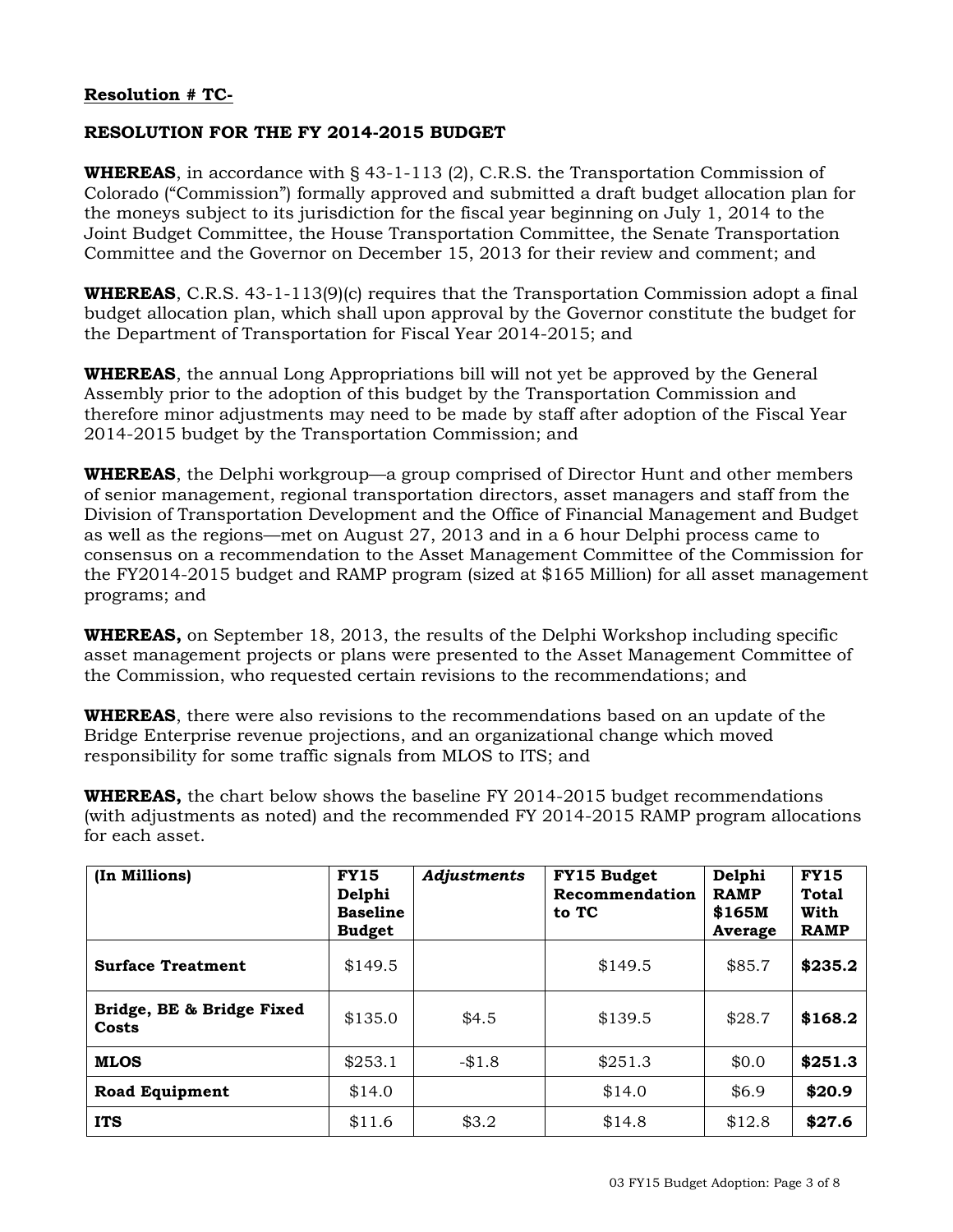**Resolution # TC-**

**RESOLUTION FOR THE FY 2014-2015 BUDGET**

**WHEREAS**, in accordance with § 43-1-113 (2), C.R.S. the Transportation Commission of Colorado ("Commission") formally approved and submitted a draft budget allocation plan for the moneys subject to its jurisdiction for the fiscal year beginning on July 1, 2014 to the Joint Budget Committee, the House Transportation Committee, the Senate Transportation Committee and the Governor on December 15, 2013 for their review and comment; and

**WHEREAS**, C.R.S. 43-1-113(9)(c) requires that the Transportation Commission adopt a final budget allocation plan, which shall upon approval by the Governor constitute the budget for the Department of Transportation for Fiscal Year 2014-2015; and

**WHEREAS**, the annual Long Appropriations bill will not yet be approved by the General Assembly prior to the adoption of this budget by the Transportation Commission and therefore minor adjustments may need to be made by staff after adoption of the Fiscal Year 2014-2015 budget by the Transportation Commission; and

**WHEREAS**, the Delphi workgroup—a group comprised of Director Hunt and other members of senior management, regional transportation directors, asset managers and staff from the Division of Transportation Development and the Office of Financial Management and Budget as well as the regions—met on August 27, 2013 and in a 6 hour Delphi process came to consensus on a recommendation to the Asset Management Committee of the Commission for the FY2014-2015 budget and RAMP program (sized at $165 Million) for all asset management programs; and

**WHEREAS,** on September 18, 2013, the results of the Delphi Workshop including specific asset management projects or plans were presented to the Asset Management Committee of the Commission, who requested certain revisions to the recommendations; and

**WHEREAS**, there were also revisions to the recommendations based on an update of the Bridge Enterprise revenue projections, and an organizational change which moved responsibility for some traffic signals from MLOS to ITS; and

**WHEREAS,** the chart below shows the baseline FY 2014-2015 budget recommendations (with adjustments as noted) and the recommended FY 2014-2015 RAMP program allocations for each asset.

| (In Millions) | FY15 Delphi Baseline Budget | *Adjustments* | FY15 Budget Recommendation to TC | Delphi RAMP $165M Average | FY15 Total With RAMP |
|---|---|---|---|---|---|
| **Surface Treatment** | $149.5 | | $149.5 | $85.7 | **$235.2** |
| **Bridge, BE & Bridge Fixed Costs** | $135.0 | $4.5 | $139.5 | $28.7 | **$168.2** |
| **MLOS** | $253.1 | -$1.8 | $251.3 | $0.0 | **$251.3** |
| **Road Equipment** | $14.0 | | $14.0 | $6.9 | **$20.9** |
| **ITS** | $11.6 | $3.2 | $14.8 | $12.8 | **$27.6** |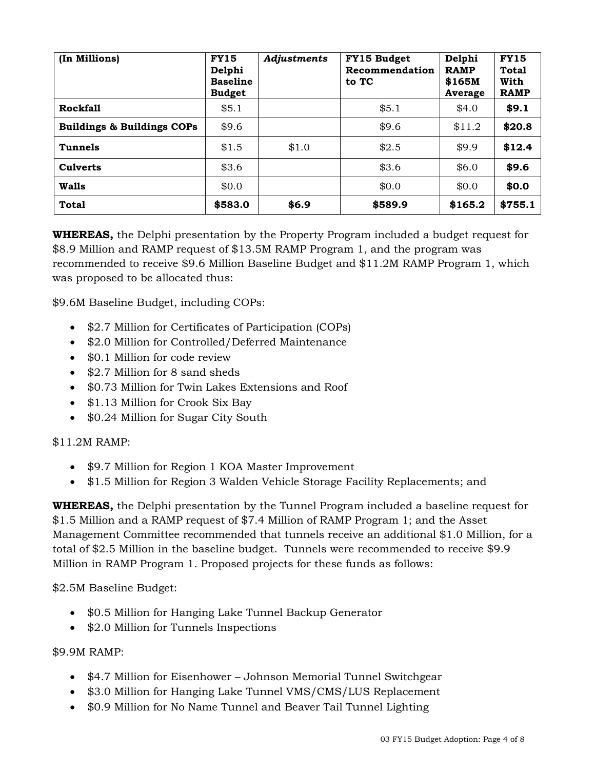| (In Millions) | FY15 Delphi Baseline Budget | *Adjustments* | FY15 Budget Recommendation to TC | Delphi RAMP $165M Average | FY15 Total With RAMP |
|---|---|---|---|---|---|
| **Rockfall** | $5.1 | | $5.1 | $4.0 | **$9.1** |
| **Buildings & Buildings COPs** | $9.6 | | $9.6 | $11.2 | **$20.8** |
| **Tunnels** | $1.5 | $1.0 | $2.5 | $9.9 | **$12.4** |
| **Culverts** | $3.6 | | $3.6 | $6.0 | **$9.6** |
| **Walls** | $0.0 | | $0.0 | $0.0 | **$0.0** |
| **Total** | **$583.0** | **$6.9** | **$589.9** | **$165.2** | **$755.1** |

**WHEREAS,** the Delphi presentation by the Property Program included a budget request for $8.9 Million and RAMP request of $13.5M RAMP Program 1, and the program was recommended to receive $9.6 Million Baseline Budget and $11.2M RAMP Program 1, which was proposed to be allocated thus:

$9.6M Baseline Budget, including COPs:

- $2.7 Million for Certificates of Participation (COPs)
- $2.0 Million for Controlled/Deferred Maintenance
- $0.1 Million for code review
- $2.7 Million for 8 sand sheds
- $0.73 Million for Twin Lakes Extensions and Roof
- $1.13 Million for Crook Six Bay
- $0.24 Million for Sugar City South

$11.2M RAMP:

- $9.7 Million for Region 1 KOA Master Improvement
- $1.5 Million for Region 3 Walden Vehicle Storage Facility Replacements; and

**WHEREAS,** the Delphi presentation by the Tunnel Program included a baseline request for $1.5 Million and a RAMP request of $7.4 Million of RAMP Program 1; and the Asset Management Committee recommended that tunnels receive an additional $1.0 Million, for a total of $2.5 Million in the baseline budget. Tunnels were recommended to receive $9.9 Million in RAMP Program 1. Proposed projects for these funds as follows:

$2.5M Baseline Budget:

- $0.5 Million for Hanging Lake Tunnel Backup Generator
- $2.0 Million for Tunnels Inspections

$9.9M RAMP:

- $4.7 Million for Eisenhower – Johnson Memorial Tunnel Switchgear
- $3.0 Million for Hanging Lake Tunnel VMS/CMS/LUS Replacement
- $0.9 Million for No Name Tunnel and Beaver Tail Tunnel Lighting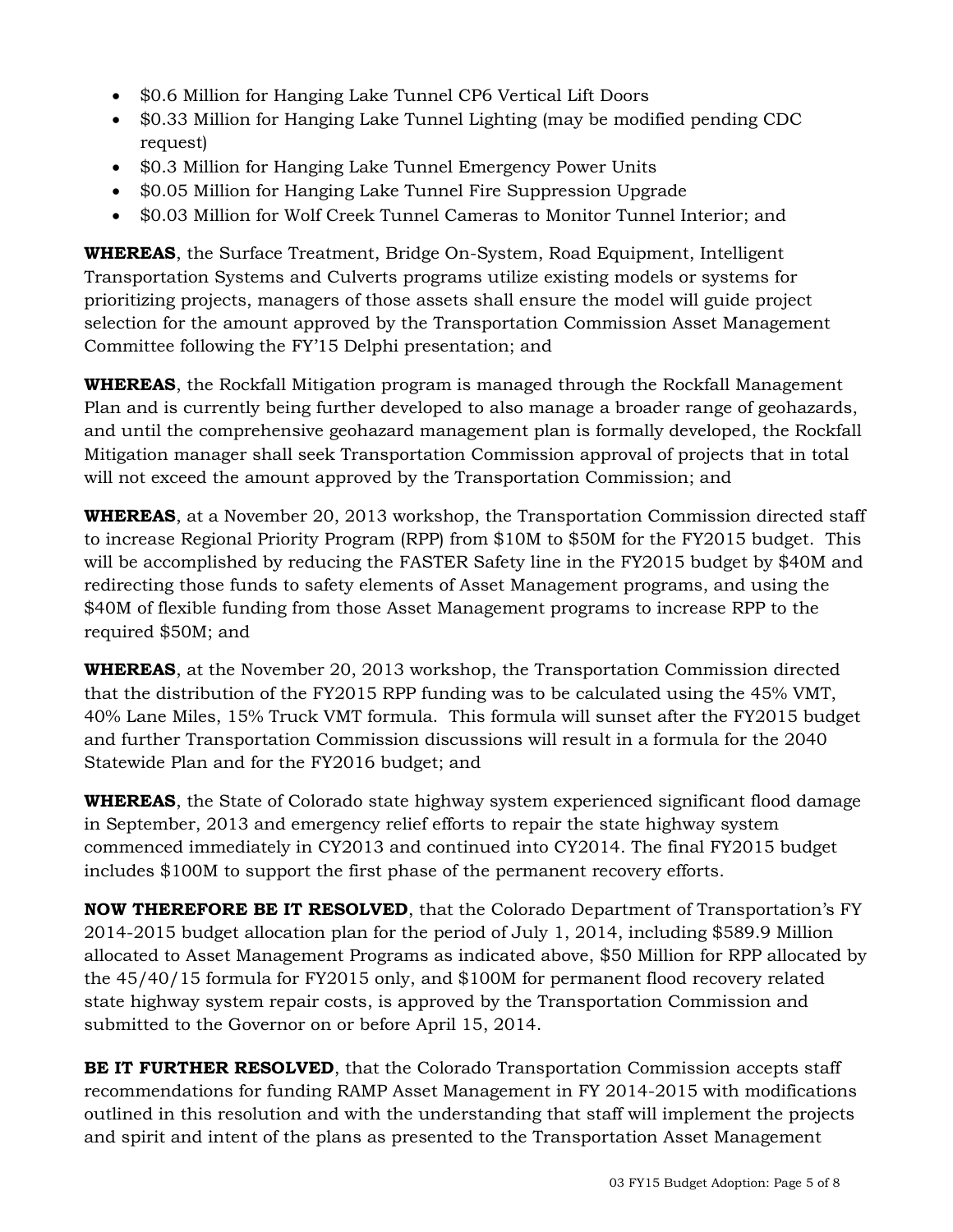- $0.6 Million for Hanging Lake Tunnel CP6 Vertical Lift Doors
- $0.33 Million for Hanging Lake Tunnel Lighting (may be modified pending CDC request)
- $0.3 Million for Hanging Lake Tunnel Emergency Power Units
- $0.05 Million for Hanging Lake Tunnel Fire Suppression Upgrade
- $0.03 Million for Wolf Creek Tunnel Cameras to Monitor Tunnel Interior; and

**WHEREAS**, the Surface Treatment, Bridge On-System, Road Equipment, Intelligent Transportation Systems and Culverts programs utilize existing models or systems for prioritizing projects, managers of those assets shall ensure the model will guide project selection for the amount approved by the Transportation Commission Asset Management Committee following the FY'15 Delphi presentation; and

**WHEREAS**, the Rockfall Mitigation program is managed through the Rockfall Management Plan and is currently being further developed to also manage a broader range of geohazards, and until the comprehensive geohazard management plan is formally developed, the Rockfall Mitigation manager shall seek Transportation Commission approval of projects that in total will not exceed the amount approved by the Transportation Commission; and

**WHEREAS**, at a November 20, 2013 workshop, the Transportation Commission directed staff to increase Regional Priority Program (RPP) from $10M to $50M for the FY2015 budget. This will be accomplished by reducing the FASTER Safety line in the FY2015 budget by $40M and redirecting those funds to safety elements of Asset Management programs, and using the $40M of flexible funding from those Asset Management programs to increase RPP to the required $50M; and

**WHEREAS**, at the November 20, 2013 workshop, the Transportation Commission directed that the distribution of the FY2015 RPP funding was to be calculated using the 45% VMT, 40% Lane Miles, 15% Truck VMT formula. This formula will sunset after the FY2015 budget and further Transportation Commission discussions will result in a formula for the 2040 Statewide Plan and for the FY2016 budget; and

**WHEREAS**, the State of Colorado state highway system experienced significant flood damage in September, 2013 and emergency relief efforts to repair the state highway system commenced immediately in CY2013 and continued into CY2014. The final FY2015 budget includes $100M to support the first phase of the permanent recovery efforts.

**NOW THEREFORE BE IT RESOLVED**, that the Colorado Department of Transportation's FY 2014-2015 budget allocation plan for the period of July 1, 2014, including $589.9 Million allocated to Asset Management Programs as indicated above, $50 Million for RPP allocated by the 45/40/15 formula for FY2015 only, and $100M for permanent flood recovery related state highway system repair costs, is approved by the Transportation Commission and submitted to the Governor on or before April 15, 2014.

**BE IT FURTHER RESOLVED**, that the Colorado Transportation Commission accepts staff recommendations for funding RAMP Asset Management in FY 2014-2015 with modifications outlined in this resolution and with the understanding that staff will implement the projects and spirit and intent of the plans as presented to the Transportation Asset Management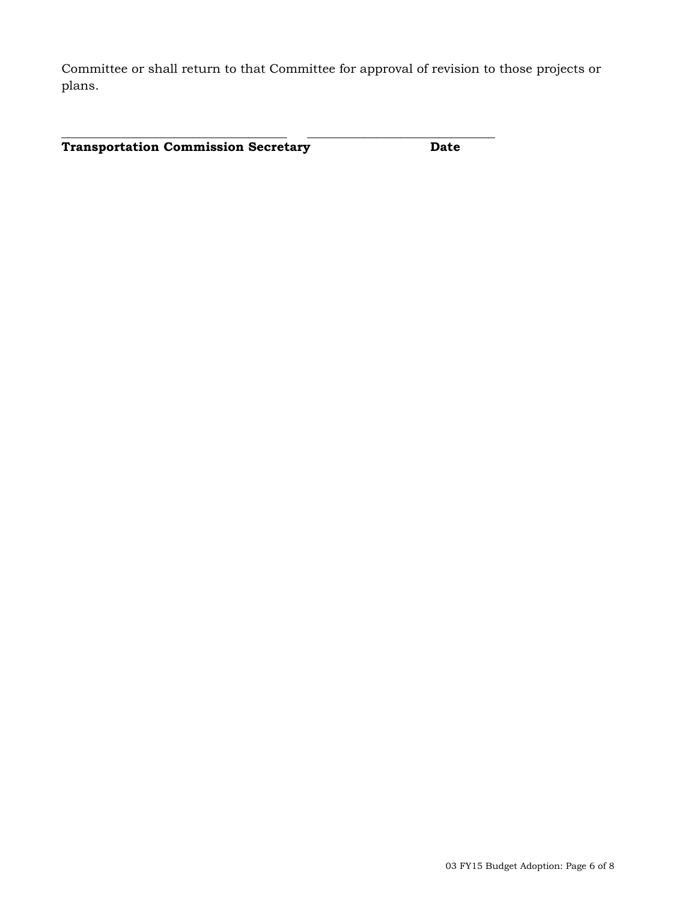Committee or shall return to that Committee for approval of revision to those projects or plans.

\_\_\_\_\_\_\_\_\_\_\_\_\_\_\_\_\_\_\_\_\_\_\_\_\_\_\_\_\_\_\_\_\_\_\_  \_\_\_\_\_\_\_\_\_\_\_\_\_\_\_\_\_\_\_\_\_\_\_\_\_\_\_\_\_\_

**Transportation Commission Secretary** **Date**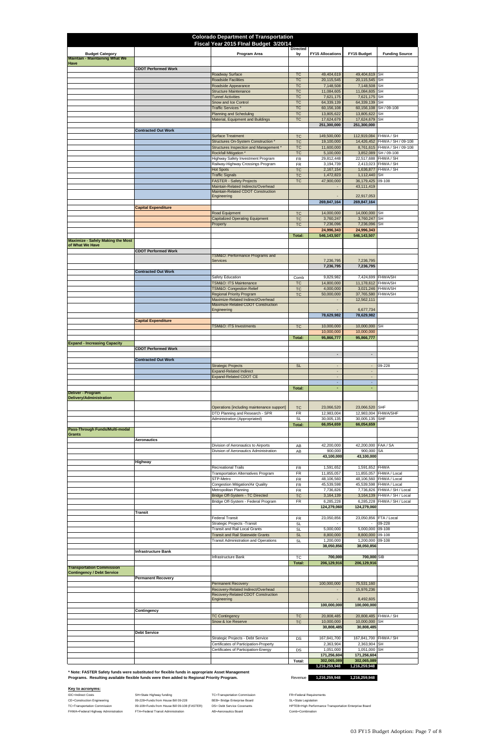# Colorado Department of Transportation

## Fiscal Year 2015 FInal Budget 3/20/14

| Budget Category | | Program Area | Directed by | FY15 Allocations | FY15 Budget | Funding Source |
|---|---|---|---|---|---|---|
| **Maintain - Maintaining What We Have** | | | | | | |
| | **CDOT Performed Work** | | | | | |
| | | Roadway Surface | TC | 49,404,619 | 49,404,619 | SH |
| | | Roadside Facilities | TC | 20,115,545 | 20,115,545 | SH |
| | | Roadside Appearance | TC | 7,148,508 | 7,148,508 | SH |
| | | Structure Maintenance | TC | 11,084,605 | 11,084,605 | SH |
| | | Tunnel Activities | TC | 7,621,175 | 7,621,175 | SH |
| | | Snow and Ice Control | TC | 64,339,139 | 64,339,139 | SH |
| | | Traffic Services * | TC | 60,156,108 | 60,156,108 | SH / 09-108 |
| | | Planning and Scheduling | TC | 13,805,622 | 13,805,622 | SH |
| | | Material, Equipment and Buildings | TC | 17,624,679 | 17,624,679 | SH |
| | | | | **251,300,000** | **251,300,000** | |
| | **Contracted Out Work** | | | | | |
| | | Surface Treatment | TC | 149,500,000 | 112,919,084 | FHWA / SH |
| | | Structures On-System Construction * | TC | 19,100,000 | 14,426,452 | FHWA / SH / 09-108 |
| | | Structures Inspection and Management * | TC | 11,600,000 | 8,761,615 | FHWA / SH / 09-108 |
| | | Rockfall Mitigation * | TC | 5,100,000 | 3,852,089 | SH / 09-108 |
| | | Highway Safety Investment Program | FR | 29,812,448 | 22,517,688 | FHWA / SH |
| | | Railway-Highway Crossings Program | FR | 3,194,739 | 2,413,023 | FHWA / SH |
| | | Hot Spots | TC | 2,167,154 | 1,636,877 | FHWA / SH |
| | | Traffic Signals | TC | 1,472,823 | 1,112,440 | SH |
| | | FASTER - Safety Projects | TC | 47,900,000 | 36,179,425 | 09-108 |
| | | Maintain-Related Indirects/Overhead | | - | 43,111,419 | |
| | | Maintain-Related CDOT Construction Engineering | | - | 22,917,053 | |
| | | | | **269,847,164** | **269,847,164** | |
| | **Capital Expenditure** | | | | | |
| | | Road Equipment | TC | 14,000,000 | 14,000,000 | SH |
| | | Capitalized Operating Equipment | TC | 3,760,247 | 3,760,247 | SH |
| | | Property | TC | 7,236,096 | 7,236,096 | SH |
| | | | | **24,996,343** | **24,996,343** | |
| | | | **Total:** | **546,143,507** | **546,143,507** | |
| **Maximize - Safely Making the Most of What We Have** | | | | | | |
| | **CDOT Performed Work** | | | | | |
| | | TSM&O: Performance Programs and Services | | 7,236,795 | 7,236,795 | |
| | | | | **7,236,795** | **7,236,795** | |
| | **Contracted Out Work** | | | | | |
| | | Safety Education | Comb | 9,829,982 | 7,424,699 | FHWA/SH |
| | | TSM&O: ITS Maintenance | TC | 14,800,000 | 11,178,612 | FHWA/SH |
| | | TSM&O: Congestion Relief | TC | 4,000,000 | 3,021,246 | FHWA/SH |
| | | Regional Priority Program | TC | 50,000,000 | 37,765,580 | FHWA/SH |
| | | Maximize-Related Indirect/Overhead | | - | 12,562,111 | |
| | | Maximize-Related CDOT Construction Engineering | | - | 6,677,734 | |
| | | | | **78,629,982** | **78,629,982** | |
| | **Capital Expenditure** | | | | | |
| | | TSM&O: ITS Investments | TC | 10,000,000 | 10,000,000 | SH |
| | | | | 10,000,000 | 10,000,000 | |
| | | | **Total:** | **95,866,777** | **95,866,777** | |
| **Expand - Increasing Capacity** | | | | | | |
| | **CDOT Performed Work** | | | | | |
| | | | | - | - | |
| | **Contracted Out Work** | | | | | |
| | | Strategic Projects | SL | - | - | 09-228 |
| | | Expand-Related Indirect | | - | - | |
| | | Expand-Related CDOT CE | | - | - | |
| | | | | - | - | |
| | | | **Total:** | - | - | |
| **Deliver - Program Delivery/Administration** | | | | | | |
| | | Operations [including maintenance support] | TC | 23,066,520 | 23,066,520 | SHF |
| | | DTD Planning and Research - SPR | FR | 12,983,004 | 12,983,004 | FHWA/SHF |
| | | Administration (Appropriated) | SL | 30,005,135 | 30,005,135 | SHF |
| | | | **Total:** | **66,054,659** | **66,054,659** | |
| **Pass-Through Funds/Multi-modal Grants** | | | | | | |
| | **Aeronautics** | | | | | |
| | | Division of Aeronautics to Airports | AB | 42,200,000 | 42,200,000 | FAA / SA |
| | | Division of Aeronautics Administration | AB | 900,000 | 900,000 | SA |
| | | | | **43,100,000** | **43,100,000** | |
| | **Highway** | | | | | |
| | | Recreational Trails | FR | 1,591,652 | 1,591,652 | FHWA |
| | | Transportation Alternatives Program | FR | 11,855,057 | 11,855,057 | FHWA / Local |
| | | STP-Metro | FR | 48,106,560 | 48,106,560 | FHWA / Local |
| | | Congestion Mitigation/Air Quality | FR | 45,539,598 | 45,539,598 | FHWA / Local |
| | | Metropolitan Planning | FR | 7,736,826 | 7,736,826 | FHWA / SH / Local |
| | | Bridge Off-System - TC Directed | TC | 3,164,139 | 3,164,139 | FHWA / SH / Local |
| | | Bridge Off-System - Federal Program | FR | 6,285,228 | 6,285,228 | FHWA / SH / Local |
| | | | | **124,279,060** | **124,279,060** | |
| | **Transit** | | | | | |
| | | Federal Transit | FR | 23,050,856 | 23,050,856 | FTA / Local |
| | | Strategic Projects -Transit | SL | - | - | 09-228 |
| | | Transit and Rail Local Grants | SL | 5,000,000 | 5,000,000 | 09-108 |
| | | Transit and Rail Statewide Grants | SL | 8,800,000 | 8,800,000 | 09-108 |
| | | Transit Administration and Operations | SL | 1,200,000 | 1,200,000 | 09-108 |
| | | | | **38,050,856** | **38,050,856** | |
| | **Infrastructure Bank** | | | | | |
| | | Infrastructure Bank | TC | **700,000** | **700,000** | SIB |
| | | | **Total:** | **206,129,916** | **206,129,916** | |
| **Transportation Commission Contingency / Debt Service** | | | | | | |
| | **Permanent Recovery** | | | | | |
| | | Permanent Recovery | | 100,000,000 | 75,531,160 | |
| | | Recovery-Related Indirect/Overhead | | - | 15,976,236 | |
| | | Recovery-Related CDOT Construction Engineering | | - | 8,492,605 | |
| | | | | **100,000,000** | **100,000,000** | |
| | **Contingency** | | | | | |
| | | TC Contingency | TC | 20,808,485 | 20,808,485 | FHWA / SH |
| | | Snow & Ice Reserve | TC | 10,000,000 | 10,000,000 | SH |
| | | | | **30,808,485** | **30,808,485** | |
| | **Debt Service** | | | | | |
| | | Strategic Projects - Debt Service | DS | 167,841,700 | 167,841,700 | FHWA / SH |
| | | Certificates of Participation-Property | | 2,363,904 | 2,363,904 | SH |
| | | Certificates of Participation-Energy | DS | 1,051,000 | 1,051,000 | SH |
| | | | | **171,256,604** | **171,256,604** | |
| | | | **Total:** | **302,065,089** | **302,065,089** | |
| | | | | **1,216,259,948** | **1,216,259,948** | |
| | | | Revenue | **1,216,259,948** | **1,216,259,948** | |

**\* Note: FASTER Safety funds were substituted for flexible funds in appropriate Asset Management Programs. Resulting available flexible funds were then added to Regional Priority Program.**

**Key to acronyms:**

IDC=Indirect Costs
CE=Construction Engineering
TC=Transportation Commission
FHWA=Federal Highway Administration
SH=State Highway funding
09-228=Funds from House Bill 09-228
09-108=Funds from House Bill 09-108 (FASTER)
FTA=Federal Transit Administration
TC=Transportation Commission
BEB= Bridge Enterprise Board
DS= Debt Service Covenants
AB=Aeronautics Board
FR=Federal Requirements
SL=State Legislation
HPTEB=High Performance Transportation Enterprise Board
Comb=Combination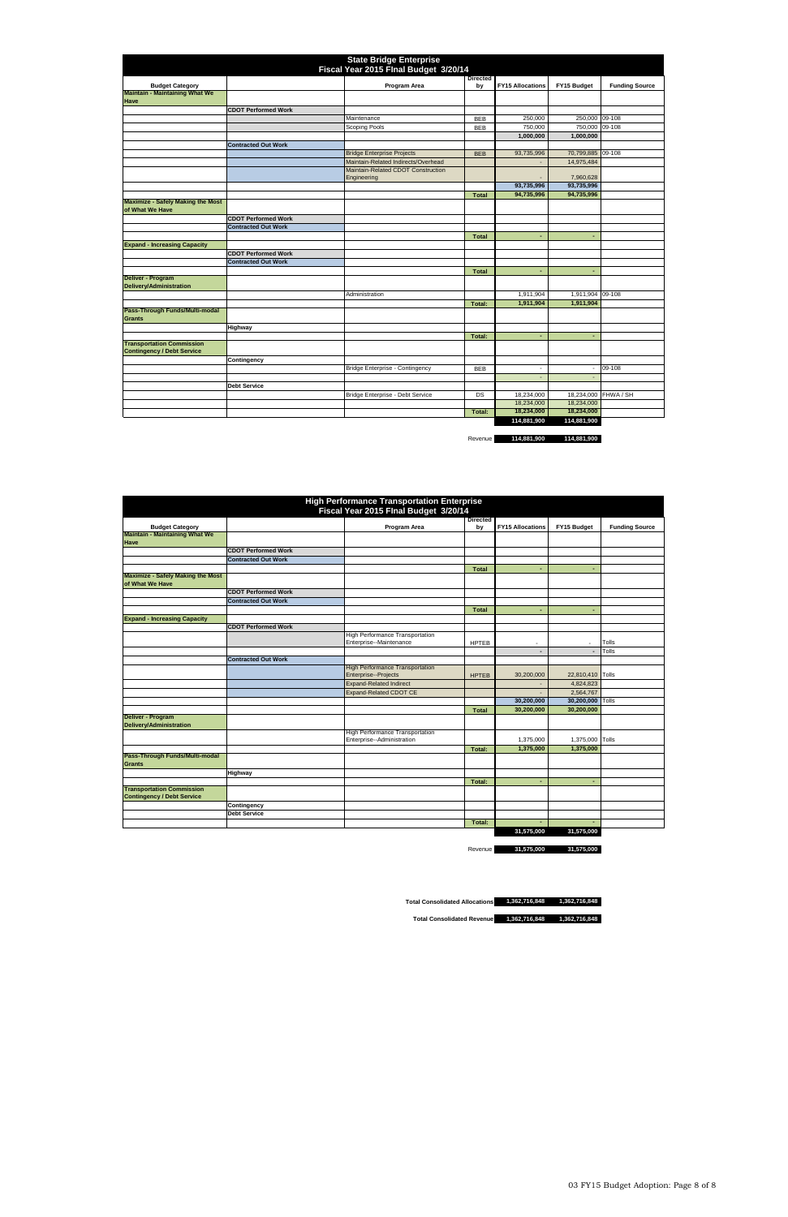## State Bridge Enterprise
### Fiscal Year 2015 Final Budget 3/20/14

| Budget Category | | Program Area | Directed by | FY15 Allocations | FY15 Budget | Funding Source |
|---|---|---|---|---|---|---|
| **Maintain - Maintaining What We Have** | | | | | | |
| | **CDOT Performed Work** | | | | | |
| | | Maintenance | BEB | 250,000 | 250,000 | 09-108 |
| | | Scoping Pools | BEB | 750,000 | 750,000 | 09-108 |
| | | | | **1,000,000** | **1,000,000** | |
| | **Contracted Out Work** | | | | | |
| | | Bridge Enterprise Projects | BEB | 93,735,996 | 70,799,885 | 09-108 |
| | | Maintain-Related Indirects/Overhead | | - | 14,975,484 | |
| | | Maintain-Related CDOT Construction Engineering | | - | 7,960,628 | |
| | | | | **93,735,996** | **93,735,996** | |
| | | | **Total** | **94,735,996** | **94,735,996** | |
| **Maximize - Safely Making the Most of What We Have** | | | | | | |
| | **CDOT Performed Work** | | | | | |
| | **Contracted Out Work** | | | | | |
| | | | **Total** | - | - | |
| **Expand - Increasing Capacity** | | | | | | |
| | **CDOT Performed Work** | | | | | |
| | **Contracted Out Work** | | | | | |
| | | | **Total** | - | - | |
| **Deliver - Program Delivery/Administration** | | | | | | |
| | | Administration | | 1,911,904 | 1,911,904 | 09-108 |
| | | | **Total:** | **1,911,904** | **1,911,904** | |
| **Pass-Through Funds/Multi-modal Grants** | | | | | | |
| | **Highway** | | | | | |
| | | | **Total:** | - | - | |
| **Transportation Commission Contingency / Debt Service** | | | | | | |
| | **Contingency** | | | | | |
| | | Bridge Enterprise - Contingency | BEB | - | - | 09-108 |
| | | | | - | - | |
| | **Debt Service** | | | | | |
| | | Bridge Enterprise - Debt Service | DS | 18,234,000 | 18,234,000 | FHWA / SH |
| | | | | 18,234,000 | 18,234,000 | |
| | | | **Total:** | **18,234,000** | **18,234,000** | |
| | | | | **114,881,900** | **114,881,900** | |
| | | | Revenue | **114,881,900** | **114,881,900** | |

## High Performance Transportation Enterprise
### Fiscal Year 2015 Final Budget 3/20/14

| Budget Category | | Program Area | Directed by | FY15 Allocations | FY15 Budget | Funding Source |
|---|---|---|---|---|---|---|
| **Maintain - Maintaining What We Have** | | | | | | |
| | **CDOT Performed Work** | | | | | |
| | **Contracted Out Work** | | | | | |
| | | | **Total** | - | - | |
| **Maximize - Safely Making the Most of What We Have** | | | | | | |
| | **CDOT Performed Work** | | | | | |
| | **Contracted Out Work** | | | | | |
| | | | **Total** | - | - | |
| **Expand - Increasing Capacity** | | | | | | |
| | **CDOT Performed Work** | | | | | |
| | | High Performance Transportation Enterprise--Maintenance | HPTEB | - | - | Tolls |
| | | | | - | - | Tolls |
| | **Contracted Out Work** | | | | | |
| | | High Performance Transportation Enterprise--Projects | HPTEB | 30,200,000 | 22,810,410 | Tolls |
| | | Expand-Related Indirect | | - | 4,824,823 | |
| | | Expand-Related CDOT CE | | - | 2,564,767 | |
| | | | | **30,200,000** | **30,200,000** | Tolls |
| | | | **Total** | **30,200,000** | **30,200,000** | |
| **Deliver - Program Delivery/Administration** | | | | | | |
| | | High Performance Transportation Enterprise--Administration | | 1,375,000 | 1,375,000 | Tolls |
| | | | **Total:** | **1,375,000** | **1,375,000** | |
| **Pass-Through Funds/Multi-modal Grants** | | | | | | |
| | **Highway** | | | | | |
| | | | **Total:** | - | - | |
| **Transportation Commission Contingency / Debt Service** | | | | | | |
| | **Contingency** | | | | | |
| | **Debt Service** | | | | | |
| | | | **Total:** | - | - | |
| | | | | **31,575,000** | **31,575,000** | |
| | | | Revenue | **31,575,000** | **31,575,000** | |

| | | |
|---|---|---|
| **Total Consolidated Allocations** | **1,362,716,848** | **1,362,716,848** |
| **Total Consolidated Revenue** | **1,362,716,848** | **1,362,716,848** |

03 FY15 Budget Adoption: Page 8 of 8